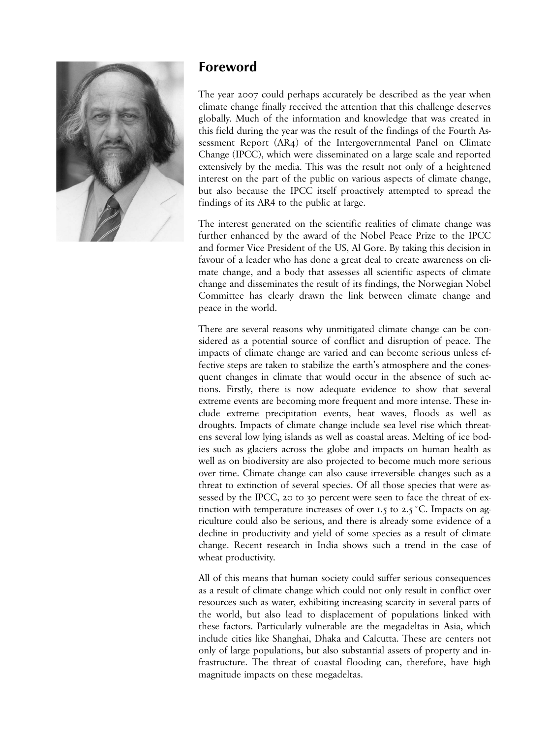## Foreword

The year 2007 could perhaps accurately be described as the year when climate change finally received the attention that this challenge deserves globally. Much of the information and knowledge that was created in this field during the year was the result of the findings of the Fourth Assessment Report (AR4) of the Intergovernmental Panel on Climate Change (IPCC), which were disseminated on a large scale and reported extensively by the media. This was the result not only of a heightened interest on the part of the public on various aspects of climate change, but also because the IPCC itself proactively attempted to spread the findings of its AR4 to the public at large.

The interest generated on the scientific realities of climate change was further enhanced by the award of the Nobel Peace Prize to the IPCC and former Vice President of the US, Al Gore. By taking this decision in favour of a leader who has done a great deal to create awareness on climate change, and a body that assesses all scientific aspects of climate change and disseminates the result of its findings, the Norwegian Nobel Committee has clearly drawn the link between climate change and peace in the world.

There are several reasons why unmitigated climate change can be considered as a potential source of conflict and disruption of peace. The impacts of climate change are varied and can become serious unless effective steps are taken to stabilize the earth's atmosphere and the conesquent changes in climate that would occur in the absence of such actions. Firstly, there is now adequate evidence to show that several extreme events are becoming more frequent and more intense. These include extreme precipitation events, heat waves, floods as well as droughts. Impacts of climate change include sea level rise which threatens several low lying islands as well as coastal areas. Melting of ice bodies such as glaciers across the globe and impacts on human health as well as on biodiversity are also projected to become much more serious over time. Climate change can also cause irreversible changes such as a threat to extinction of several species. Of all those species that were assessed by the IPCC, 20 to 30 percent were seen to face the threat of extinction with temperature increases of over 1.5 to 2.5 °C. Impacts on agriculture could also be serious, and there is already some evidence of a decline in productivity and yield of some species as a result of climate change. Recent research in India shows such a trend in the case of wheat productivity.

All of this means that human society could suffer serious consequences as a result of climate change which could not only result in conflict over resources such as water, exhibiting increasing scarcity in several parts of the world, but also lead to displacement of populations linked with these factors. Particularly vulnerable are the megadeltas in Asia, which include cities like Shanghai, Dhaka and Calcutta. These are centers not only of large populations, but also substantial assets of property and infrastructure. The threat of coastal flooding can, therefore, have high magnitude impacts on these megadeltas.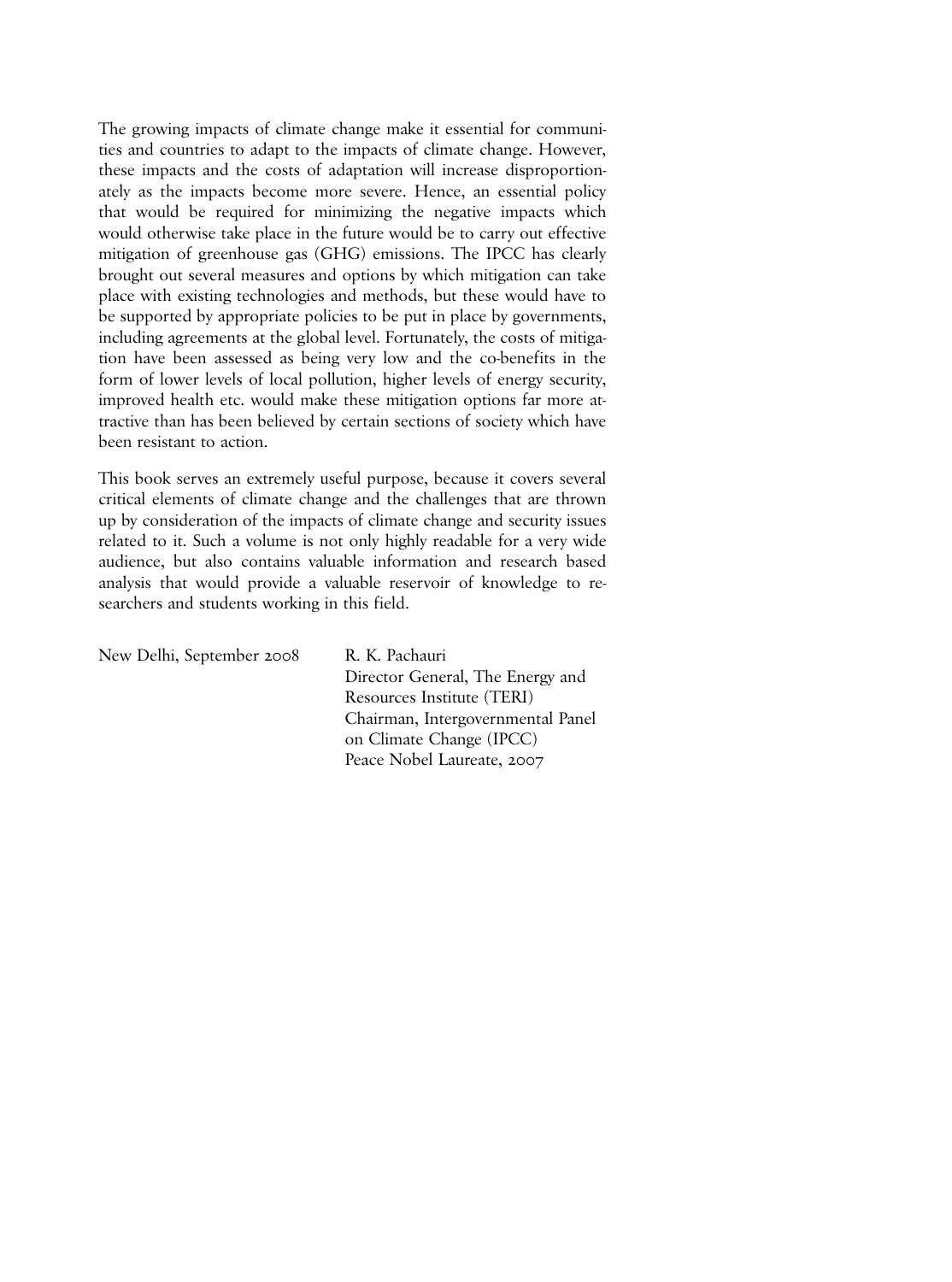The growing impacts of climate change make it essential for communities and countries to adapt to the impacts of climate change. However, these impacts and the costs of adaptation will increase disproportionately as the impacts become more severe. Hence, an essential policy that would be required for minimizing the negative impacts which would otherwise take place in the future would be to carry out effective mitigation of greenhouse gas (GHG) emissions. The IPCC has clearly brought out several measures and options by which mitigation can take place with existing technologies and methods, but these would have to be supported by appropriate policies to be put in place by governments, including agreements at the global level. Fortunately, the costs of mitigation have been assessed as being very low and the co-benefits in the form of lower levels of local pollution, higher levels of energy security, improved health etc. would make these mitigation options far more attractive than has been believed by certain sections of society which have been resistant to action.

This book serves an extremely useful purpose, because it covers several critical elements of climate change and the challenges that are thrown up by consideration of the impacts of climate change and security issues related to it. Such a volume is not only highly readable for a very wide audience, but also contains valuable information and research based analysis that would provide a valuable reservoir of knowledge to researchers and students working in this field.

New Delhi, September 2008

R. K. Pachauri
Director General, The Energy and Resources Institute (TERI)
Chairman, Intergovernmental Panel on Climate Change (IPCC)
Peace Nobel Laureate, 2007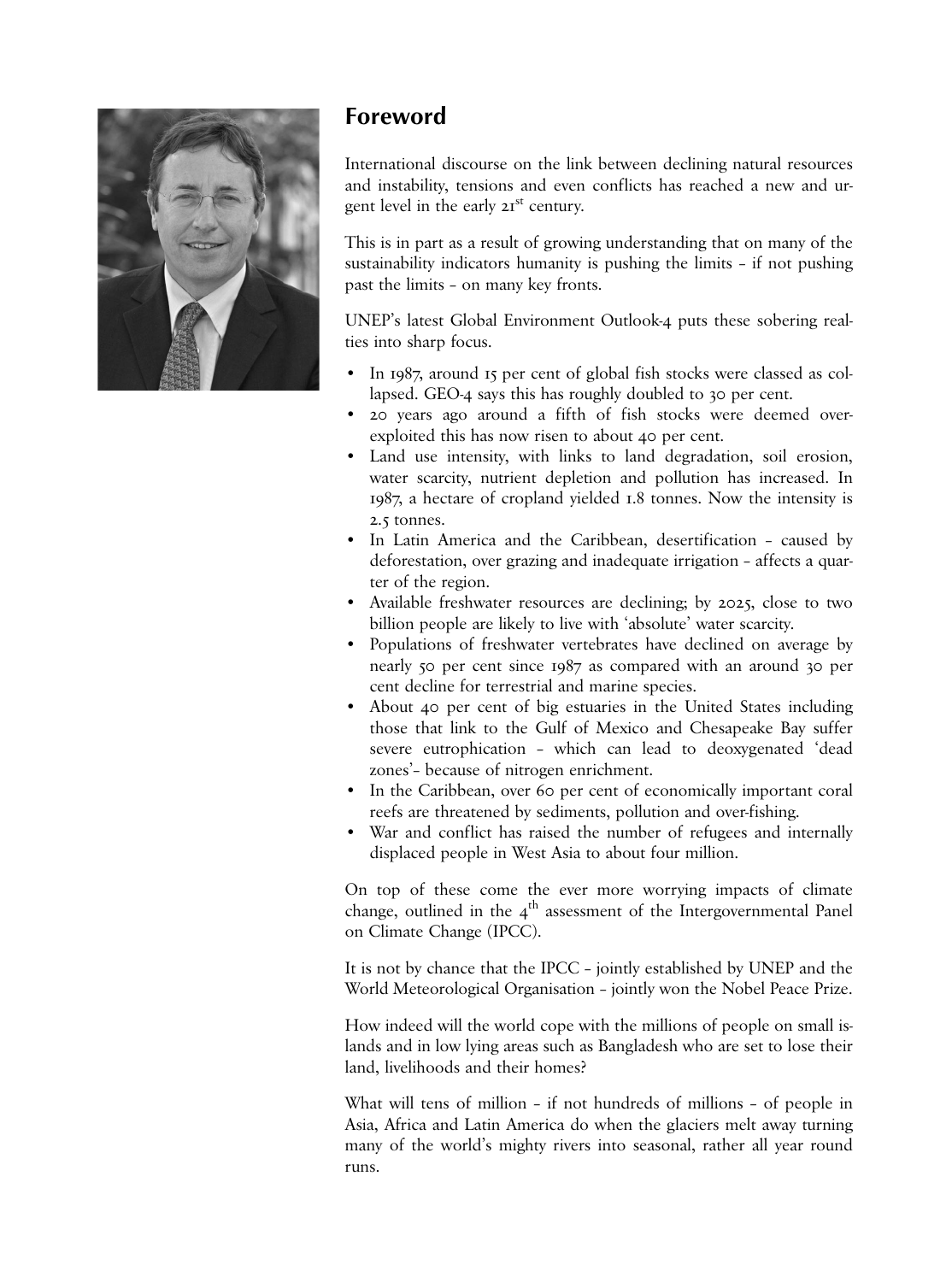## Foreword

International discourse on the link between declining natural resources and instability, tensions and even conflicts has reached a new and urgent level in the early 21st century.

This is in part as a result of growing understanding that on many of the sustainability indicators humanity is pushing the limits – if not pushing past the limits – on many key fronts.

UNEP's latest Global Environment Outlook-4 puts these sobering realties into sharp focus.

- In 1987, around 15 per cent of global fish stocks were classed as collapsed. GEO-4 says this has roughly doubled to 30 per cent.
- 20 years ago around a fifth of fish stocks were deemed overexploited this has now risen to about 40 per cent.
- Land use intensity, with links to land degradation, soil erosion, water scarcity, nutrient depletion and pollution has increased. In 1987, a hectare of cropland yielded 1.8 tonnes. Now the intensity is 2.5 tonnes.
- In Latin America and the Caribbean, desertification – caused by deforestation, over grazing and inadequate irrigation – affects a quarter of the region.
- Available freshwater resources are declining; by 2025, close to two billion people are likely to live with 'absolute' water scarcity.
- Populations of freshwater vertebrates have declined on average by nearly 50 per cent since 1987 as compared with an around 30 per cent decline for terrestrial and marine species.
- About 40 per cent of big estuaries in the United States including those that link to the Gulf of Mexico and Chesapeake Bay suffer severe eutrophication – which can lead to deoxygenated 'dead zones'– because of nitrogen enrichment.
- In the Caribbean, over 60 per cent of economically important coral reefs are threatened by sediments, pollution and over-fishing.
- War and conflict has raised the number of refugees and internally displaced people in West Asia to about four million.

On top of these come the ever more worrying impacts of climate change, outlined in the 4th assessment of the Intergovernmental Panel on Climate Change (IPCC).

It is not by chance that the IPCC – jointly established by UNEP and the World Meteorological Organisation – jointly won the Nobel Peace Prize.

How indeed will the world cope with the millions of people on small islands and in low lying areas such as Bangladesh who are set to lose their land, livelihoods and their homes?

What will tens of million – if not hundreds of millions – of people in Asia, Africa and Latin America do when the glaciers melt away turning many of the world's mighty rivers into seasonal, rather all year round runs.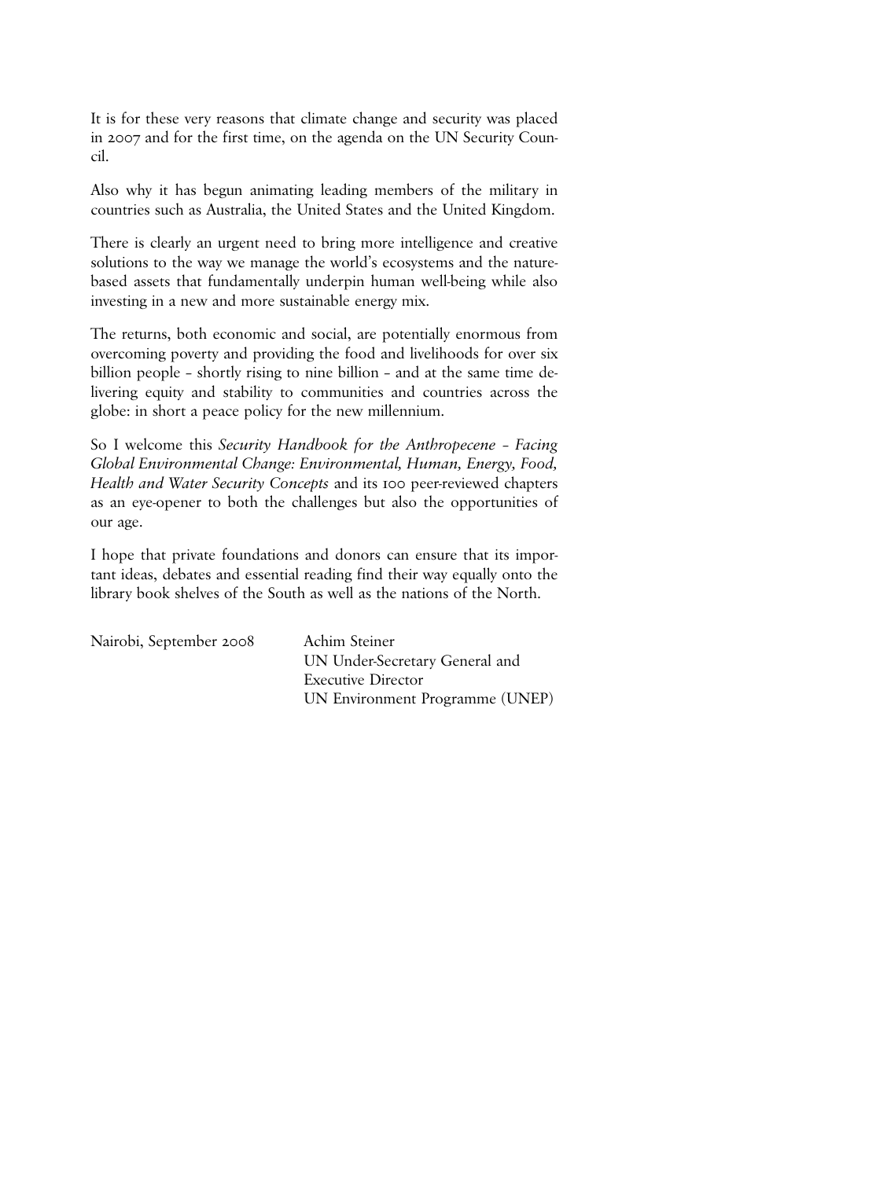It is for these very reasons that climate change and security was placed in 2007 and for the first time, on the agenda on the UN Security Council.

Also why it has begun animating leading members of the military in countries such as Australia, the United States and the United Kingdom.

There is clearly an urgent need to bring more intelligence and creative solutions to the way we manage the world's ecosystems and the nature-based assets that fundamentally underpin human well-being while also investing in a new and more sustainable energy mix.

The returns, both economic and social, are potentially enormous from overcoming poverty and providing the food and livelihoods for over six billion people – shortly rising to nine billion – and at the same time delivering equity and stability to communities and countries across the globe: in short a peace policy for the new millennium.

So I welcome this *Security Handbook for the Anthropecene – Facing Global Environmental Change: Environmental, Human, Energy, Food, Health and Water Security Concepts* and its 100 peer-reviewed chapters as an eye-opener to both the challenges but also the opportunities of our age.

I hope that private foundations and donors can ensure that its important ideas, debates and essential reading find their way equally onto the library book shelves of the South as well as the nations of the North.

Nairobi, September 2008

Achim Steiner
UN Under-Secretary General and
Executive Director
UN Environment Programme (UNEP)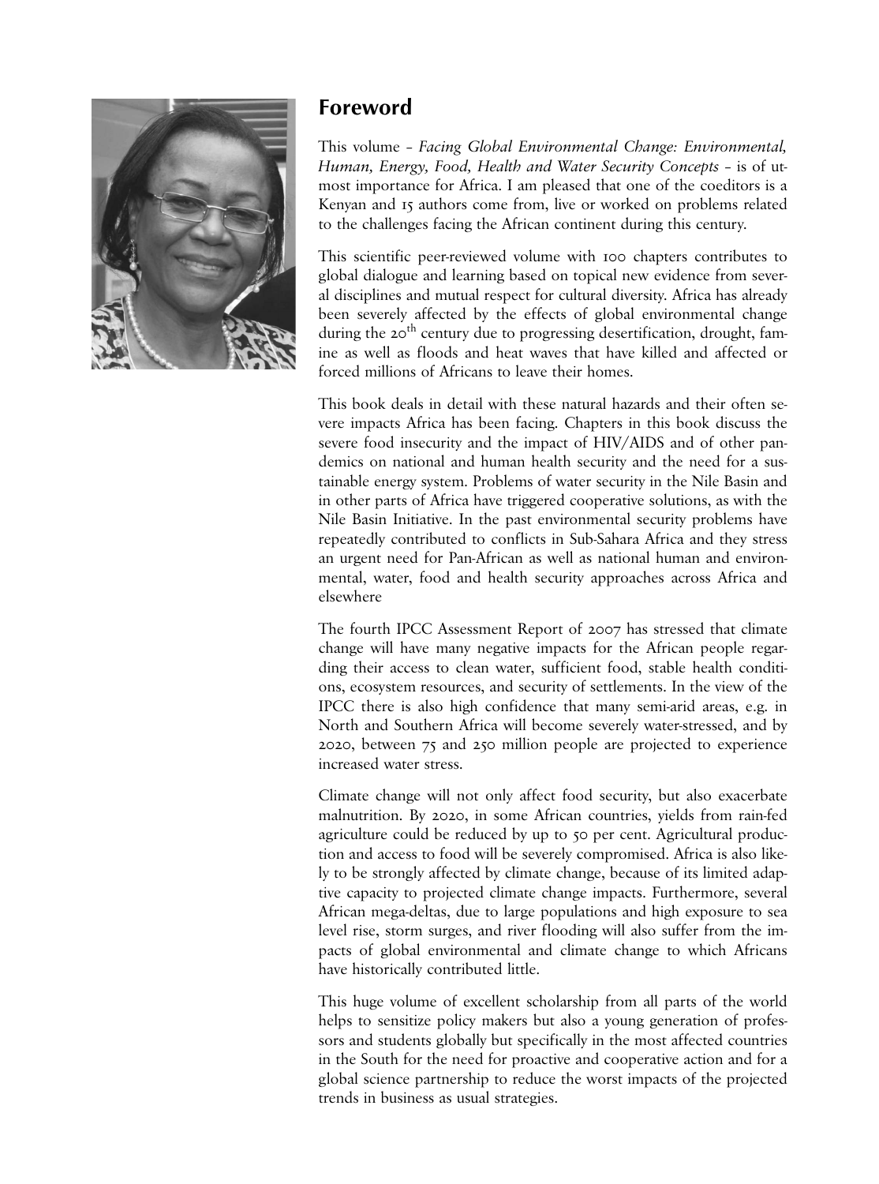## Foreword

This volume – *Facing Global Environmental Change: Environmental, Human, Energy, Food, Health and Water Security Concepts* – is of utmost importance for Africa. I am pleased that one of the coeditors is a Kenyan and 15 authors come from, live or worked on problems related to the challenges facing the African continent during this century.

This scientific peer-reviewed volume with 100 chapters contributes to global dialogue and learning based on topical new evidence from several disciplines and mutual respect for cultural diversity. Africa has already been severely affected by the effects of global environmental change during the 20th century due to progressing desertification, drought, famine as well as floods and heat waves that have killed and affected or forced millions of Africans to leave their homes.

This book deals in detail with these natural hazards and their often severe impacts Africa has been facing. Chapters in this book discuss the severe food insecurity and the impact of HIV/AIDS and of other pandemics on national and human health security and the need for a sustainable energy system. Problems of water security in the Nile Basin and in other parts of Africa have triggered cooperative solutions, as with the Nile Basin Initiative. In the past environmental security problems have repeatedly contributed to conflicts in Sub-Sahara Africa and they stress an urgent need for Pan-African as well as national human and environmental, water, food and health security approaches across Africa and elsewhere

The fourth IPCC Assessment Report of 2007 has stressed that climate change will have many negative impacts for the African people regarding their access to clean water, sufficient food, stable health conditions, ecosystem resources, and security of settlements. In the view of the IPCC there is also high confidence that many semi-arid areas, e.g. in North and Southern Africa will become severely water-stressed, and by 2020, between 75 and 250 million people are projected to experience increased water stress.

Climate change will not only affect food security, but also exacerbate malnutrition. By 2020, in some African countries, yields from rain-fed agriculture could be reduced by up to 50 per cent. Agricultural production and access to food will be severely compromised. Africa is also likely to be strongly affected by climate change, because of its limited adaptive capacity to projected climate change impacts. Furthermore, several African mega-deltas, due to large populations and high exposure to sea level rise, storm surges, and river flooding will also suffer from the impacts of global environmental and climate change to which Africans have historically contributed little.

This huge volume of excellent scholarship from all parts of the world helps to sensitize policy makers but also a young generation of professors and students globally but specifically in the most affected countries in the South for the need for proactive and cooperative action and for a global science partnership to reduce the worst impacts of the projected trends in business as usual strategies.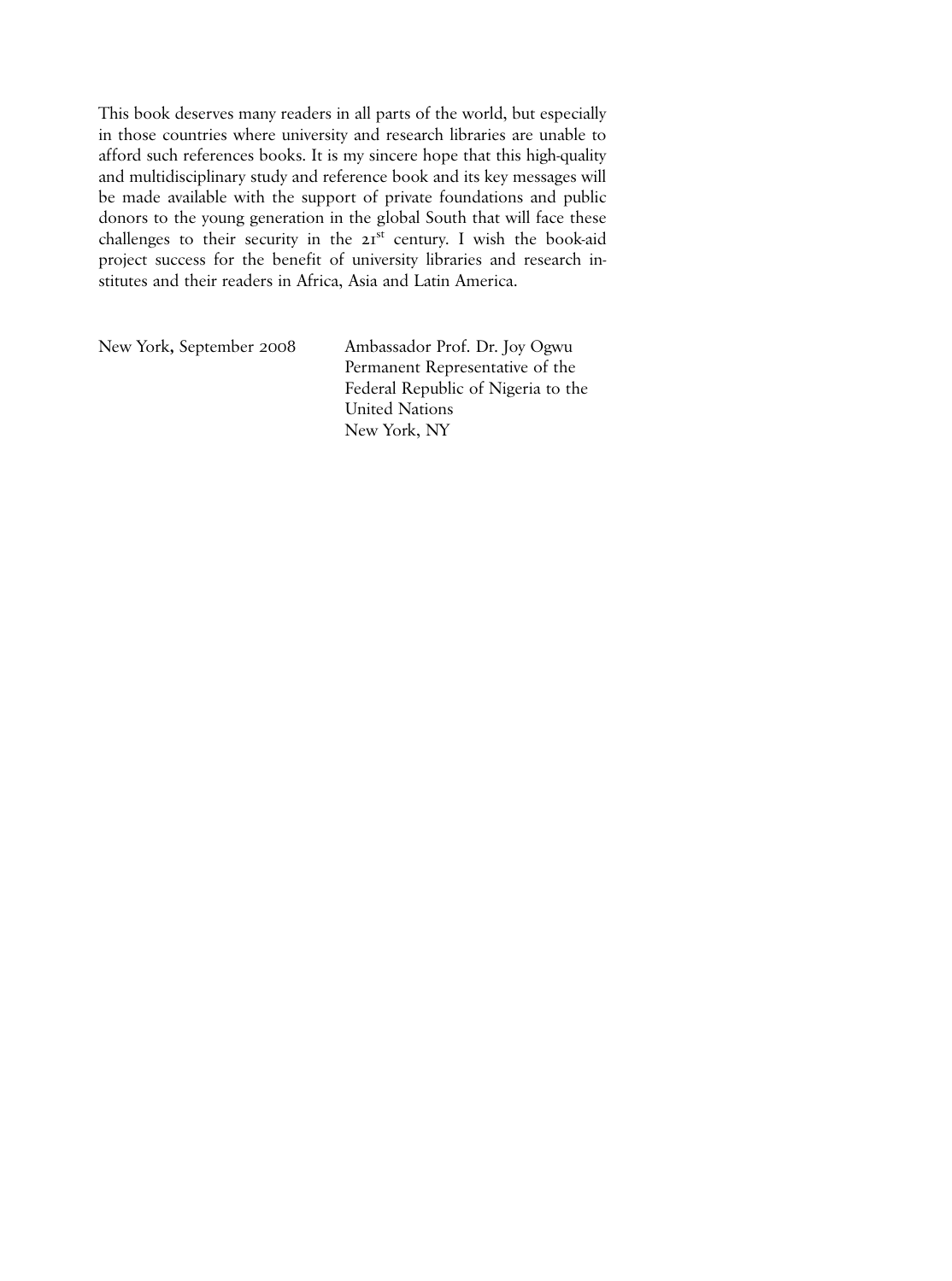This book deserves many readers in all parts of the world, but especially in those countries where university and research libraries are unable to afford such references books. It is my sincere hope that this high-quality and multidisciplinary study and reference book and its key messages will be made available with the support of private foundations and public donors to the young generation in the global South that will face these challenges to their security in the 21st century. I wish the book-aid project success for the benefit of university libraries and research institutes and their readers in Africa, Asia and Latin America.

New York, September 2008

Ambassador Prof. Dr. Joy Ogwu
Permanent Representative of the
Federal Republic of Nigeria to the
United Nations
New York, NY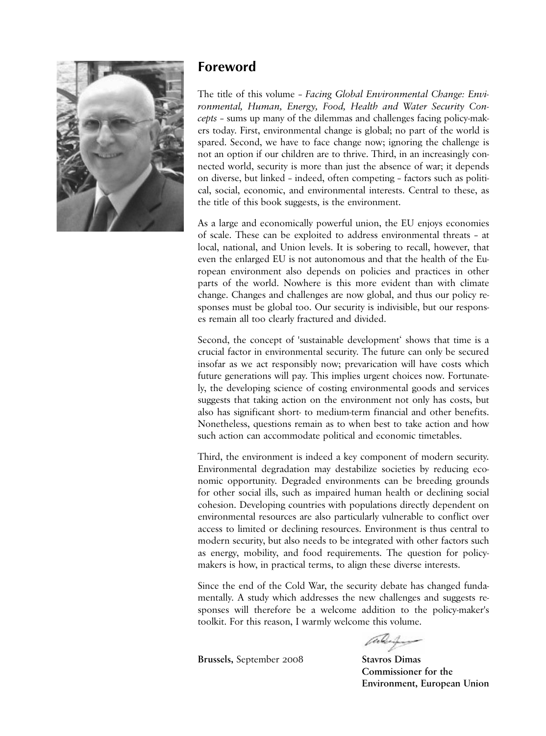## Foreword

The title of this volume – *Facing Global Environmental Change: Environmental, Human, Energy, Food, Health and Water Security Concepts* – sums up many of the dilemmas and challenges facing policy-makers today. First, environmental change is global; no part of the world is spared. Second, we have to face change now; ignoring the challenge is not an option if our children are to thrive. Third, in an increasingly connected world, security is more than just the absence of war; it depends on diverse, but linked – indeed, often competing – factors such as political, social, economic, and environmental interests. Central to these, as the title of this book suggests, is the environment.

As a large and economically powerful union, the EU enjoys economies of scale. These can be exploited to address environmental threats – at local, national, and Union levels. It is sobering to recall, however, that even the enlarged EU is not autonomous and that the health of the European environment also depends on policies and practices in other parts of the world. Nowhere is this more evident than with climate change. Changes and challenges are now global, and thus our policy responses must be global too. Our security is indivisible, but our responses remain all too clearly fractured and divided.

Second, the concept of 'sustainable development' shows that time is a crucial factor in environmental security. The future can only be secured insofar as we act responsibly now; prevarication will have costs which future generations will pay. This implies urgent choices now. Fortunately, the developing science of costing environmental goods and services suggests that taking action on the environment not only has costs, but also has significant short- to medium-term financial and other benefits. Nonetheless, questions remain as to when best to take action and how such action can accommodate political and economic timetables.

Third, the environment is indeed a key component of modern security. Environmental degradation may destabilize societies by reducing economic opportunity. Degraded environments can be breeding grounds for other social ills, such as impaired human health or declining social cohesion. Developing countries with populations directly dependent on environmental resources are also particularly vulnerable to conflict over access to limited or declining resources. Environment is thus central to modern security, but also needs to be integrated with other factors such as energy, mobility, and food requirements. The question for policy-makers is how, in practical terms, to align these diverse interests.

Since the end of the Cold War, the security debate has changed fundamentally. A study which addresses the new challenges and suggests responses will therefore be a welcome addition to the policy-maker's toolkit. For this reason, I warmly welcome this volume.

**Brussels,** September 2008

**Stavros Dimas**
**Commissioner for the Environment, European Union**